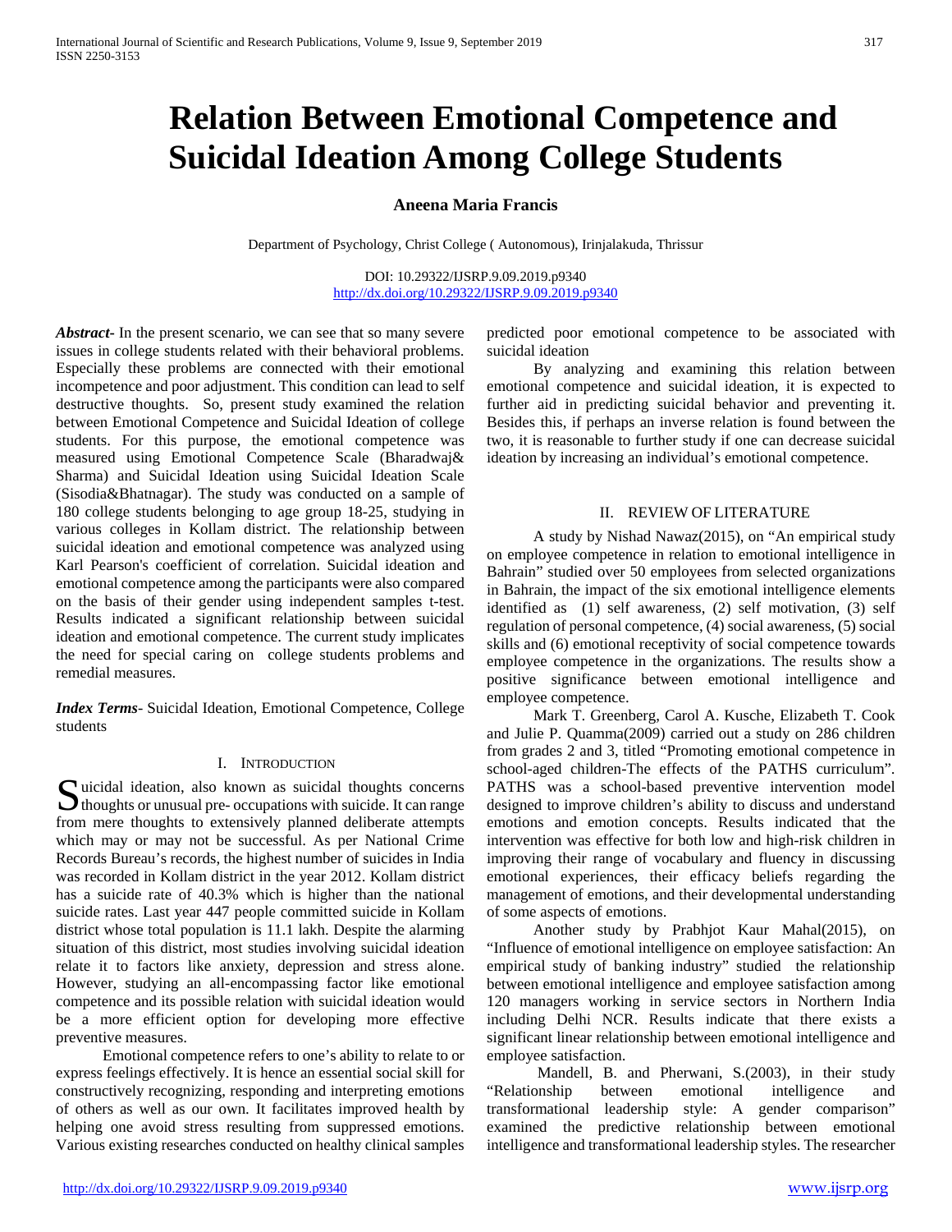# Relation Between Emotional Competence and Suicidal Ideation Among College Students

**Aneena Maria Francis**

Department of Psychology, Christ College ( Autonomous), Irinjalakuda, Thrissur

DOI: 10.29322/IJSRP.9.09.2019.p9340
http://dx.doi.org/10.29322/IJSRP.9.09.2019.p9340

***Abstract*-** In the present scenario, we can see that so many severe issues in college students related with their behavioral problems. Especially these problems are connected with their emotional incompetence and poor adjustment. This condition can lead to self destructive thoughts. So, present study examined the relation between Emotional Competence and Suicidal Ideation of college students. For this purpose, the emotional competence was measured using Emotional Competence Scale (Bharadwaj& Sharma) and Suicidal Ideation using Suicidal Ideation Scale (Sisodia&Bhatnagar). The study was conducted on a sample of 180 college students belonging to age group 18-25, studying in various colleges in Kollam district. The relationship between suicidal ideation and emotional competence was analyzed using Karl Pearson's coefficient of correlation. Suicidal ideation and emotional competence among the participants were also compared on the basis of their gender using independent samples t-test. Results indicated a significant relationship between suicidal ideation and emotional competence. The current study implicates the need for special caring on college students problems and remedial measures.

***Index Terms*-** Suicidal Ideation, Emotional Competence, College students

## I. Introduction

Suicidal ideation, also known as suicidal thoughts concerns thoughts or unusual pre- occupations with suicide. It can range from mere thoughts to extensively planned deliberate attempts which may or may not be successful. As per National Crime Records Bureau's records, the highest number of suicides in India was recorded in Kollam district in the year 2012. Kollam district has a suicide rate of 40.3% which is higher than the national suicide rates. Last year 447 people committed suicide in Kollam district whose total population is 11.1 lakh. Despite the alarming situation of this district, most studies involving suicidal ideation relate it to factors like anxiety, depression and stress alone. However, studying an all-encompassing factor like emotional competence and its possible relation with suicidal ideation would be a more efficient option for developing more effective preventive measures.

Emotional competence refers to one's ability to relate to or express feelings effectively. It is hence an essential social skill for constructively recognizing, responding and interpreting emotions of others as well as our own. It facilitates improved health by helping one avoid stress resulting from suppressed emotions. Various existing researches conducted on healthy clinical samples predicted poor emotional competence to be associated with suicidal ideation

By analyzing and examining this relation between emotional competence and suicidal ideation, it is expected to further aid in predicting suicidal behavior and preventing it. Besides this, if perhaps an inverse relation is found between the two, it is reasonable to further study if one can decrease suicidal ideation by increasing an individual's emotional competence.

## II. Review of Literature

A study by Nishad Nawaz(2015), on "An empirical study on employee competence in relation to emotional intelligence in Bahrain" studied over 50 employees from selected organizations in Bahrain, the impact of the six emotional intelligence elements identified as (1) self awareness, (2) self motivation, (3) self regulation of personal competence, (4) social awareness, (5) social skills and (6) emotional receptivity of social competence towards employee competence in the organizations. The results show a positive significance between emotional intelligence and employee competence.

Mark T. Greenberg, Carol A. Kusche, Elizabeth T. Cook and Julie P. Quamma(2009) carried out a study on 286 children from grades 2 and 3, titled "Promoting emotional competence in school-aged children-The effects of the PATHS curriculum". PATHS was a school-based preventive intervention model designed to improve children's ability to discuss and understand emotions and emotion concepts. Results indicated that the intervention was effective for both low and high-risk children in improving their range of vocabulary and fluency in discussing emotional experiences, their efficacy beliefs regarding the management of emotions, and their developmental understanding of some aspects of emotions.

Another study by Prabhjot Kaur Mahal(2015), on "Influence of emotional intelligence on employee satisfaction: An empirical study of banking industry" studied the relationship between emotional intelligence and employee satisfaction among 120 managers working in service sectors in Northern India including Delhi NCR. Results indicate that there exists a significant linear relationship between emotional intelligence and employee satisfaction.

Mandell, B. and Pherwani, S.(2003), in their study "Relationship between emotional intelligence and transformational leadership style: A gender comparison" examined the predictive relationship between emotional intelligence and transformational leadership styles. The researcher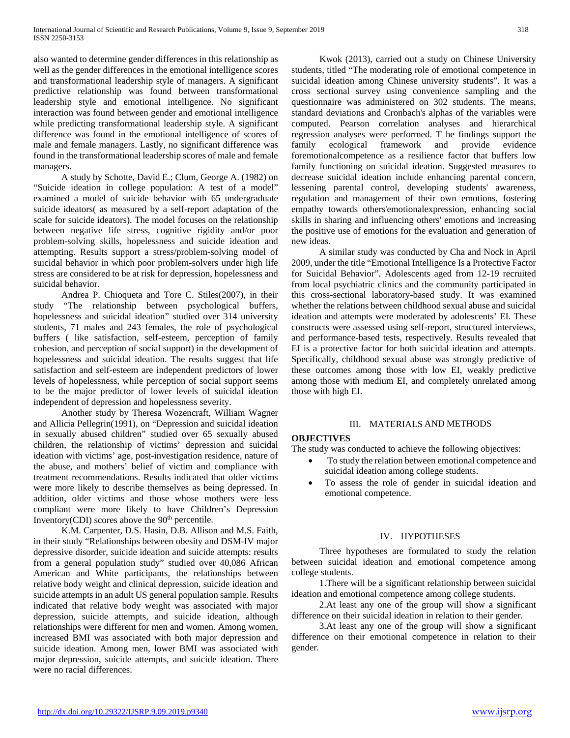also wanted to determine gender differences in this relationship as well as the gender differences in the emotional intelligence scores and transformational leadership style of managers. A significant predictive relationship was found between transformational leadership style and emotional intelligence. No significant interaction was found between gender and emotional intelligence while predicting transformational leadership style. A significant difference was found in the emotional intelligence of scores of male and female managers. Lastly, no significant difference was found in the transformational leadership scores of male and female managers.

A study by Schotte, David E.; Clum, George A. (1982) on "Suicide ideation in college population: A test of a model" examined a model of suicide behavior with 65 undergraduate suicide ideators( as measured by a self-report adaptation of the scale for suicide ideators). The model focuses on the relationship between negative life stress, cognitive rigidity and/or poor problem-solving skills, hopelessness and suicide ideation and attempting. Results support a stress/problem-solving model of suicidal behavior in which poor problem-solvers under high life stress are considered to be at risk for depression, hopelessness and suicidal behavior.

Andrea P. Chioqueta and Tore C. Stiles(2007), in their study "The relationship between psychological buffers, hopelessness and suicidal ideation" studied over 314 university students, 71 males and 243 females, the role of psychological buffers ( like satisfaction, self-esteem, perception of family cohesion, and perception of social support) in the development of hopelessness and suicidal ideation. The results suggest that life satisfaction and self-esteem are independent predictors of lower levels of hopelessness, while perception of social support seems to be the major predictor of lower levels of suicidal ideation independent of depression and hopelessness severity.

Another study by Theresa Wozencraft, William Wagner and Allicia Pellegrin(1991), on "Depression and suicidal ideation in sexually abused children" studied over 65 sexually abused children, the relationship of victims' depression and suicidal ideation with victims' age, post-investigation residence, nature of the abuse, and mothers' belief of victim and compliance with treatment recommendations. Results indicated that older victims were more likely to describe themselves as being depressed. In addition, older victims and those whose mothers were less compliant were more likely to have Children's Depression Inventory(CDI) scores above the 90th percentile.

K.M. Carpenter, D.S. Hasin, D.B. Allison and M.S. Faith, in their study "Relationships between obesity and DSM-IV major depressive disorder, suicide ideation and suicide attempts: results from a general population study" studied over 40,086 African American and White participants, the relationships between relative body weight and clinical depression, suicide ideation and suicide attempts in an adult US general population sample. Results indicated that relative body weight was associated with major depression, suicide attempts, and suicide ideation, although relationships were different for men and women. Among women, increased BMI was associated with both major depression and suicide ideation. Among men, lower BMI was associated with major depression, suicide attempts, and suicide ideation. There were no racial differences.

Kwok (2013), carried out a study on Chinese University students, titled "The moderating role of emotional competence in suicidal ideation among Chinese university students". It was a cross sectional survey using convenience sampling and the questionnaire was administered on 302 students. The means, standard deviations and Cronbach's alphas of the variables were computed. Pearson correlation analyses and hierarchical regression analyses were performed. T he findings support the family ecological framework and provide evidence foremotionalcompetence as a resilience factor that buffers low family functioning on suicidal ideation. Suggested measures to decrease suicidal ideation include enhancing parental concern, lessening parental control, developing students' awareness, regulation and management of their own emotions, fostering empathy towards others'emotionalexpression, enhancing social skills in sharing and influencing others' emotions and increasing the positive use of emotions for the evaluation and generation of new ideas.

A similar study was conducted by Cha and Nock in April 2009, under the title "Emotional Intelligence Is a Protective Factor for Suicidal Behavior". Adolescents aged from 12-19 recruited from local psychiatric clinics and the community participated in this cross-sectional laboratory-based study. It was examined whether the relations between childhood sexual abuse and suicidal ideation and attempts were moderated by adolescents' EI. These constructs were assessed using self-report, structured interviews, and performance-based tests, respectively. Results revealed that EI is a protective factor for both suicidal ideation and attempts. Specifically, childhood sexual abuse was strongly predictive of these outcomes among those with low EI, weakly predictive among those with medium EI, and completely unrelated among those with high EI.

## III. MATERIALS AND METHODS

**OBJECTIVES**

The study was conducted to achieve the following objectives:

- To study the relation between emotional competence and suicidal ideation among college students.
- To assess the role of gender in suicidal ideation and emotional competence.

## IV. HYPOTHESES

Three hypotheses are formulated to study the relation between suicidal ideation and emotional competence among college students.

1.There will be a significant relationship between suicidal ideation and emotional competence among college students.

2.At least any one of the group will show a significant difference on their suicidal ideation in relation to their gender.

3.At least any one of the group will show a significant difference on their emotional competence in relation to their gender.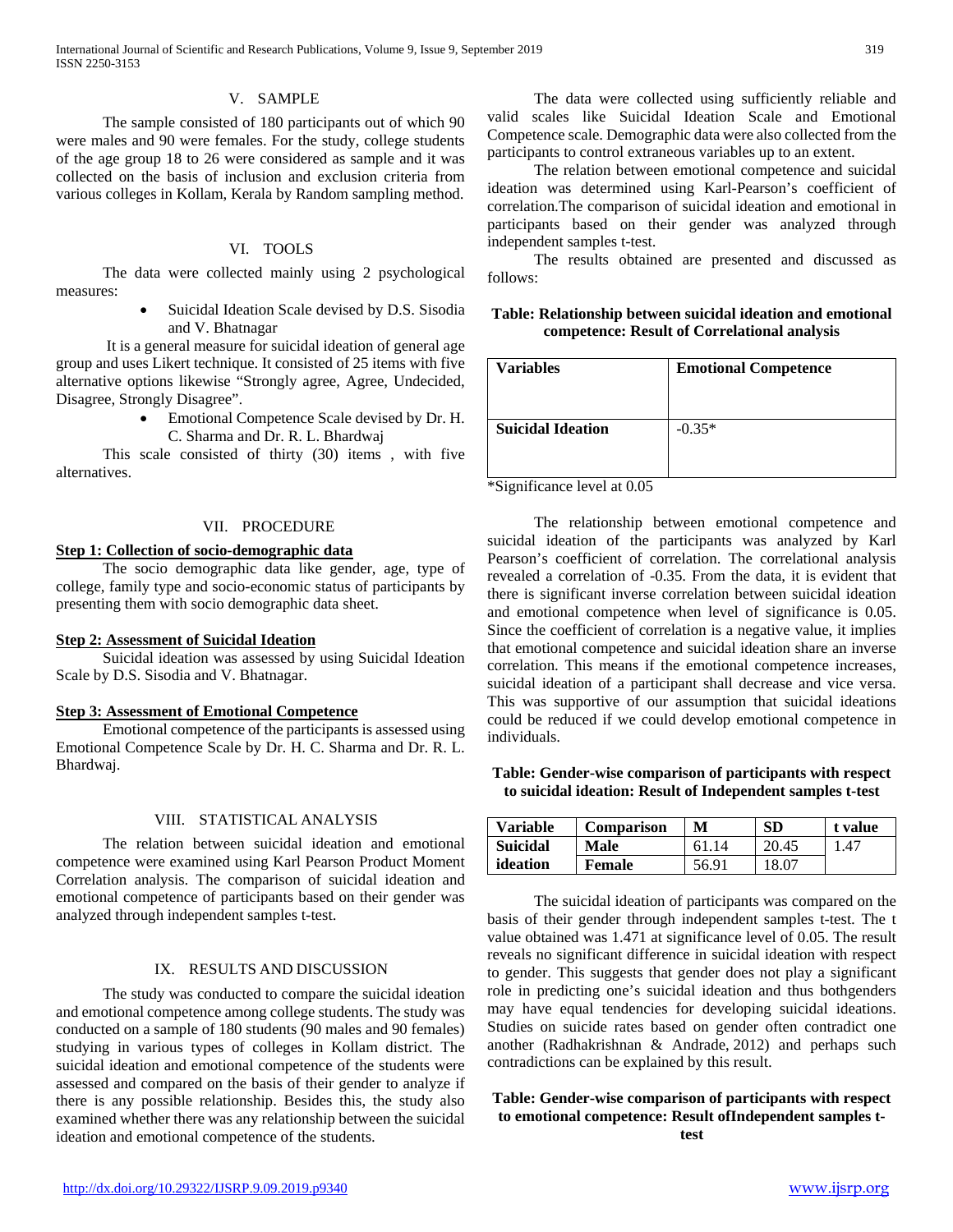## V. SAMPLE

The sample consisted of 180 participants out of which 90 were males and 90 were females. For the study, college students of the age group 18 to 26 were considered as sample and it was collected on the basis of inclusion and exclusion criteria from various colleges in Kollam, Kerala by Random sampling method.

## VI. TOOLS

The data were collected mainly using 2 psychological measures:

- Suicidal Ideation Scale devised by D.S. Sisodia and V. Bhatnagar

It is a general measure for suicidal ideation of general age group and uses Likert technique. It consisted of 25 items with five alternative options likewise "Strongly agree, Agree, Undecided, Disagree, Strongly Disagree".

- Emotional Competence Scale devised by Dr. H. C. Sharma and Dr. R. L. Bhardwaj

This scale consisted of thirty (30) items , with five alternatives.

## VII. PROCEDURE

**Step 1: Collection of socio-demographic data**

The socio demographic data like gender, age, type of college, family type and socio-economic status of participants by presenting them with socio demographic data sheet.

**Step 2: Assessment of Suicidal Ideation**

Suicidal ideation was assessed by using Suicidal Ideation Scale by D.S. Sisodia and V. Bhatnagar.

**Step 3: Assessment of Emotional Competence**

Emotional competence of the participants is assessed using Emotional Competence Scale by Dr. H. C. Sharma and Dr. R. L. Bhardwaj.

## VIII. STATISTICAL ANALYSIS

The relation between suicidal ideation and emotional competence were examined using Karl Pearson Product Moment Correlation analysis. The comparison of suicidal ideation and emotional competence of participants based on their gender was analyzed through independent samples t-test.

## IX. RESULTS AND DISCUSSION

The study was conducted to compare the suicidal ideation and emotional competence among college students. The study was conducted on a sample of 180 students (90 males and 90 females) studying in various types of colleges in Kollam district. The suicidal ideation and emotional competence of the students were assessed and compared on the basis of their gender to analyze if there is any possible relationship. Besides this, the study also examined whether there was any relationship between the suicidal ideation and emotional competence of the students.

The data were collected using sufficiently reliable and valid scales like Suicidal Ideation Scale and Emotional Competence scale. Demographic data were also collected from the participants to control extraneous variables up to an extent.

The relation between emotional competence and suicidal ideation was determined using Karl-Pearson's coefficient of correlation.The comparison of suicidal ideation and emotional in participants based on their gender was analyzed through independent samples t-test.

The results obtained are presented and discussed as follows:

**Table: Relationship between suicidal ideation and emotional competence: Result of Correlational analysis**

| Variables | Emotional Competence |
|---|---|
| **Suicidal Ideation** | -0.35* |

*Significance level at 0.05

The relationship between emotional competence and suicidal ideation of the participants was analyzed by Karl Pearson's coefficient of correlation. The correlational analysis revealed a correlation of -0.35. From the data, it is evident that there is significant inverse correlation between suicidal ideation and emotional competence when level of significance is 0.05. Since the coefficient of correlation is a negative value, it implies that emotional competence and suicidal ideation share an inverse correlation. This means if the emotional competence increases, suicidal ideation of a participant shall decrease and vice versa. This was supportive of our assumption that suicidal ideations could be reduced if we could develop emotional competence in individuals.

**Table: Gender-wise comparison of participants with respect to suicidal ideation: Result of Independent samples t-test**

| Variable | Comparison | M | SD | t value |
|---|---|---|---|---|
| Suicidal ideation | Male | 61.14 | 20.45 | 1.47 |
| | Female | 56.91 | 18.07 | |

The suicidal ideation of participants was compared on the basis of their gender through independent samples t-test. The t value obtained was 1.471 at significance level of 0.05. The result reveals no significant difference in suicidal ideation with respect to gender. This suggests that gender does not play a significant role in predicting one's suicidal ideation and thus bothgenders may have equal tendencies for developing suicidal ideations. Studies on suicide rates based on gender often contradict one another (Radhakrishnan & Andrade, 2012) and perhaps such contradictions can be explained by this result.

**Table: Gender-wise comparison of participants with respect to emotional competence: Result ofIndependent samples t-test**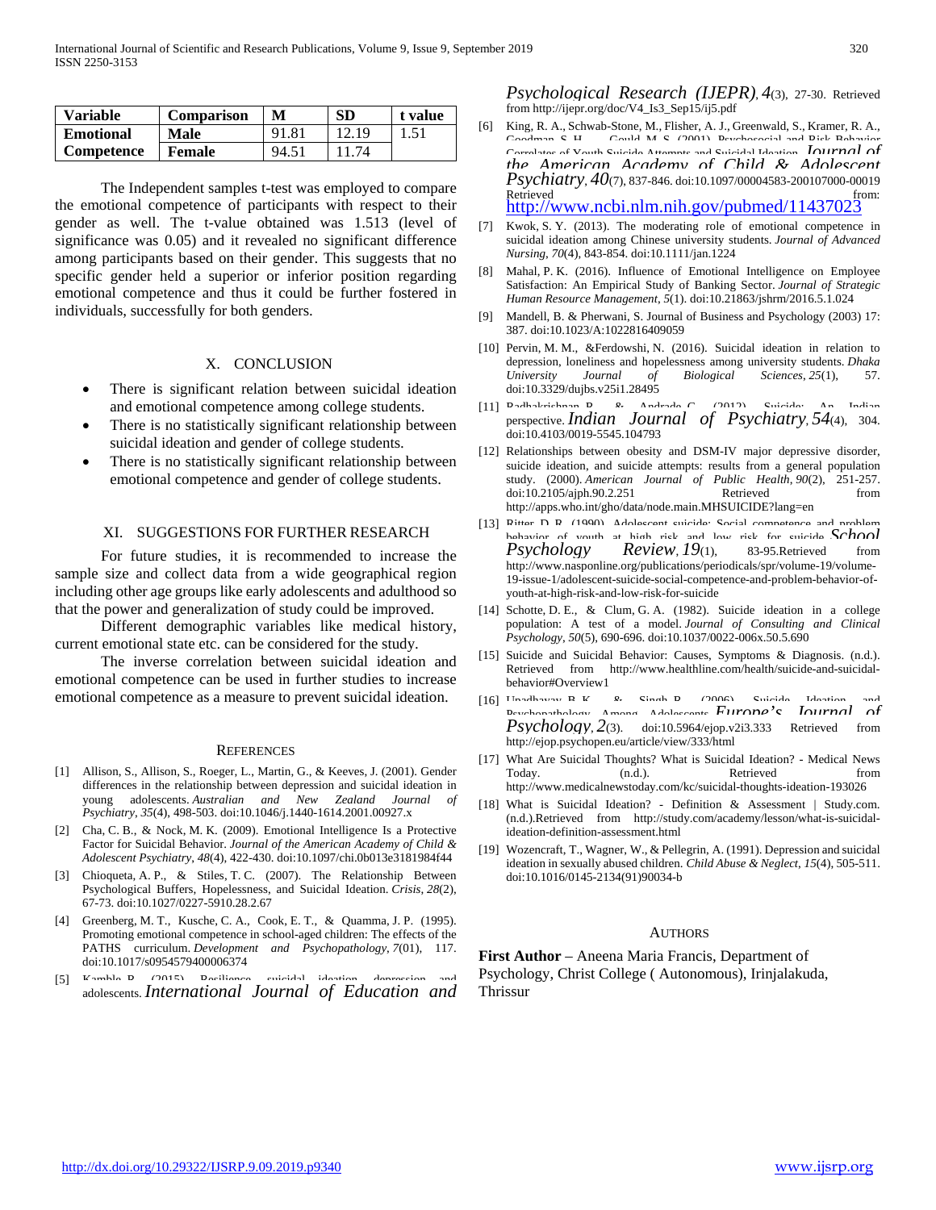| Variable | Comparison | M | SD | t value |
|---|---|---|---|---|
| **Emotional** | **Male** | 91.81 | 12.19 | 1.51 |
| **Competence** | **Female** | 94.51 | 11.74 | |

The Independent samples t-test was employed to compare the emotional competence of participants with respect to their gender as well. The t-value obtained was 1.513 (level of significance was 0.05) and it revealed no significant difference among participants based on their gender. This suggests that no specific gender held a superior or inferior position regarding emotional competence and thus it could be further fostered in individuals, successfully for both genders.

## X. Conclusion

- There is significant relation between suicidal ideation and emotional competence among college students.
- There is no statistically significant relationship between suicidal ideation and gender of college students.
- There is no statistically significant relationship between emotional competence and gender of college students.

## XI. Suggestions for Further Research

For future studies, it is recommended to increase the sample size and collect data from a wide geographical region including other age groups like early adolescents and adulthood so that the power and generalization of study could be improved.

Different demographic variables like medical history, current emotional state etc. can be considered for the study.

The inverse correlation between suicidal ideation and emotional competence can be used in further studies to increase emotional competence as a measure to prevent suicidal ideation.

## References

[1] Allison, S., Allison, S., Roeger, L., Martin, G., & Keeves, J. (2001). Gender differences in the relationship between depression and suicidal ideation in young adolescents. *Australian and New Zealand Journal of Psychiatry*, *35*(4), 498-503. doi:10.1046/j.1440-1614.2001.00927.x

[2] Cha, C. B., & Nock, M. K. (2009). Emotional Intelligence Is a Protective Factor for Suicidal Behavior. *Journal of the American Academy of Child & Adolescent Psychiatry*, *48*(4), 422-430. doi:10.1097/chi.0b013e3181984f44

[3] Chioqueta, A. P., & Stiles, T. C. (2007). The Relationship Between Psychological Buffers, Hopelessness, and Suicidal Ideation. *Crisis*, *28*(2), 67-73. doi:10.1027/0227-5910.28.2.67

[4] Greenberg, M. T., Kusche, C. A., Cook, E. T., & Quamma, J. P. (1995). Promoting emotional competence in school-aged children: The effects of the PATHS curriculum. *Development and Psychopathology*, *7*(01), 117. doi:10.1017/s0954579400006374

[5] Kamble, P. (2015). Resilience, suicidal ideation, depression and adolescents. *International Journal of Education and Psychological Research (IJEPR)*, *4*(3), 27-30. Retrieved from http://ijepr.org/doc/V4_Is3_Sep15/ij5.pdf

[6] King, R. A., Schwab-Stone, M., Flisher, A. J., Greenwald, S., Kramer, R. A., Goodman, S. H., ... Gould, M. S. (2001). Psychosocial and Risk Behavior Correlates of Youth Suicide Attempts and Suicidal Ideation. *Journal of the American Academy of Child & Adolescent Psychiatry*, *40*(7), 837-846. doi:10.1097/00004583-200107000-00019 Retrieved from: http://www.ncbi.nlm.nih.gov/pubmed/11437023

[7] Kwok, S. Y. (2013). The moderating role of emotional competence in suicidal ideation among Chinese university students. *Journal of Advanced Nursing*, *70*(4), 843-854. doi:10.1111/jan.1224

[8] Mahal, P. K. (2016). Influence of Emotional Intelligence on Employee Satisfaction: An Empirical Study of Banking Sector. *Journal of Strategic Human Resource Management*, *5*(1). doi:10.21863/jshrm/2016.5.1.024

[9] Mandell, B. & Pherwani, S. Journal of Business and Psychology (2003) 17: 387. doi:10.1023/A:1022816409059

[10] Pervin, M. M., &Ferdowshi, N. (2016). Suicidal ideation in relation to depression, loneliness and hopelessness among university students. *Dhaka University Journal of Biological Sciences*, *25*(1), 57. doi:10.3329/dujbs.v25i1.28495

[11] Radhakrishnan, R., & Andrade, C. (2012). Suicide: An Indian perspective. *Indian Journal of Psychiatry*, *54*(4), 304. doi:10.4103/0019-5545.104793

[12] Relationships between obesity and DSM-IV major depressive disorder, suicide ideation, and suicide attempts: results from a general population study. (2000). *American Journal of Public Health*, *90*(2), 251-257. doi:10.2105/ajph.90.2.251 Retrieved from http://apps.who.int/gho/data/node.main.MHSUICIDE?lang=en

[13] Ritter, D. R. (1990). Adolescent suicide: Social competence and problem behavior of youth at high risk and low risk for suicide. *School Psychology Review*, *19*(1), 83-95.Retrieved from http://www.nasponline.org/publications/periodicals/spr/volume-19/volume-19-issue-1/adolescent-suicide-social-competence-and-problem-behavior-of-youth-at-high-risk-and-low-risk-for-suicide

[14] Schotte, D. E., & Clum, G. A. (1982). Suicide ideation in a college population: A test of a model. *Journal of Consulting and Clinical Psychology*, *50*(5), 690-696. doi:10.1037/0022-006x.50.5.690

[15] Suicide and Suicidal Behavior: Causes, Symptoms & Diagnosis. (n.d.). Retrieved from http://www.healthline.com/health/suicide-and-suicidal-behavior#Overview1

[16] Upadhayay, B. K., & Singh, B. (2006). Suicide Ideation and Psychopathology Among Adolescents. *Europe's Journal of Psychology*, *2*(3). doi:10.5964/ejop.v2i3.333 Retrieved from http://ejop.psychopen.eu/article/view/333/html

[17] What Are Suicidal Thoughts? What is Suicidal Ideation? - Medical News Today. (n.d.). Retrieved from http://www.medicalnewstoday.com/kc/suicidal-thoughts-ideation-193026

[18] What is Suicidal Ideation? - Definition & Assessment | Study.com. (n.d.).Retrieved from http://study.com/academy/lesson/what-is-suicidal-ideation-definition-assessment.html

[19] Wozencraft, T., Wagner, W., & Pellegrin, A. (1991). Depression and suicidal ideation in sexually abused children. *Child Abuse & Neglect*, *15*(4), 505-511. doi:10.1016/0145-2134(91)90034-b

## Authors

**First Author** – Aneena Maria Francis, Department of Psychology, Christ College ( Autonomous), Irinjalakuda, Thrissur